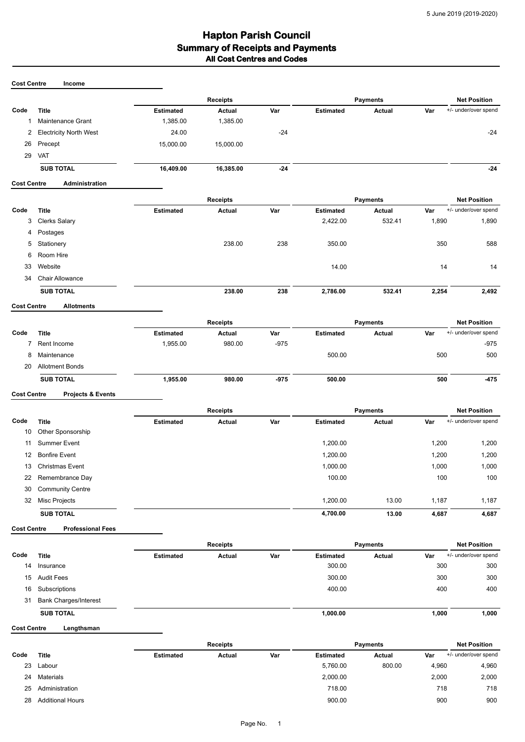5 June 2019 (2019-2020)

# Hapton Parish Council
## Summary of Receipts and Payments
### All Cost Centres and Codes

**Cost Centre** **Income**

| | | Receipts | | | Payments | | | Net Position |
|---|---|---|---|---|---|---|---|---|
| Code | Title | Estimated | Actual | Var | Estimated | Actual | Var | +/- under/over spend |
| 1 | Maintenance Grant | 1,385.00 | 1,385.00 | | | | | |
| 2 | Electricity North West | 24.00 | | -24 | | | | -24 |
| 26 | Precept | 15,000.00 | 15,000.00 | | | | | |
| 29 | VAT | | | | | | | |
| | **SUB TOTAL** | **16,409.00** | **16,385.00** | **-24** | | | | **-24** |

**Cost Centre** **Administration**

| | | Receipts | | | Payments | | | Net Position |
|---|---|---|---|---|---|---|---|---|
| Code | Title | Estimated | Actual | Var | Estimated | Actual | Var | +/- under/over spend |
| 3 | Clerks Salary | | | | 2,422.00 | 532.41 | 1,890 | 1,890 |
| 4 | Postages | | | | | | | |
| 5 | Stationery | | 238.00 | 238 | 350.00 | | 350 | 588 |
| 6 | Room Hire | | | | | | | |
| 33 | Website | | | | 14.00 | | 14 | 14 |
| 34 | Chair Allowance | | | | | | | |
| | **SUB TOTAL** | | **238.00** | **238** | **2,786.00** | **532.41** | **2,254** | **2,492** |

**Cost Centre** **Allotments**

| | | Receipts | | | Payments | | | Net Position |
|---|---|---|---|---|---|---|---|---|
| Code | Title | Estimated | Actual | Var | Estimated | Actual | Var | +/- under/over spend |
| 7 | Rent Income | 1,955.00 | 980.00 | -975 | | | | -975 |
| 8 | Maintenance | | | | 500.00 | | 500 | 500 |
| 20 | Allotment Bonds | | | | | | | |
| | **SUB TOTAL** | **1,955.00** | **980.00** | **-975** | **500.00** | | **500** | **-475** |

**Cost Centre** **Projects & Events**

| | | Receipts | | | Payments | | | Net Position |
|---|---|---|---|---|---|---|---|---|
| Code | Title | Estimated | Actual | Var | Estimated | Actual | Var | +/- under/over spend |
| 10 | Other Sponsorship | | | | | | | |
| 11 | Summer Event | | | | 1,200.00 | | 1,200 | 1,200 |
| 12 | Bonfire Event | | | | 1,200.00 | | 1,200 | 1,200 |
| 13 | Christmas Event | | | | 1,000.00 | | 1,000 | 1,000 |
| 22 | Remembrance Day | | | | 100.00 | | 100 | 100 |
| 30 | Community Centre | | | | | | | |
| 32 | Misc Projects | | | | 1,200.00 | 13.00 | 1,187 | 1,187 |
| | **SUB TOTAL** | | | | **4,700.00** | **13.00** | **4,687** | **4,687** |

**Cost Centre** **Professional Fees**

| | | Receipts | | | Payments | | | Net Position |
|---|---|---|---|---|---|---|---|---|
| Code | Title | Estimated | Actual | Var | Estimated | Actual | Var | +/- under/over spend |
| 14 | Insurance | | | | 300.00 | | 300 | 300 |
| 15 | Audit Fees | | | | 300.00 | | 300 | 300 |
| 16 | Subscriptions | | | | 400.00 | | 400 | 400 |
| 31 | Bank Charges/Interest | | | | | | | |
| | **SUB TOTAL** | | | | **1,000.00** | | **1,000** | **1,000** |

**Cost Centre** **Lengthsman**

| | | Receipts | | | Payments | | | Net Position |
|---|---|---|---|---|---|---|---|---|
| Code | Title | Estimated | Actual | Var | Estimated | Actual | Var | +/- under/over spend |
| 23 | Labour | | | | 5,760.00 | 800.00 | 4,960 | 4,960 |
| 24 | Materials | | | | 2,000.00 | | 2,000 | 2,000 |
| 25 | Administration | | | | 718.00 | | 718 | 718 |
| 28 | Additional Hours | | | | 900.00 | | 900 | 900 |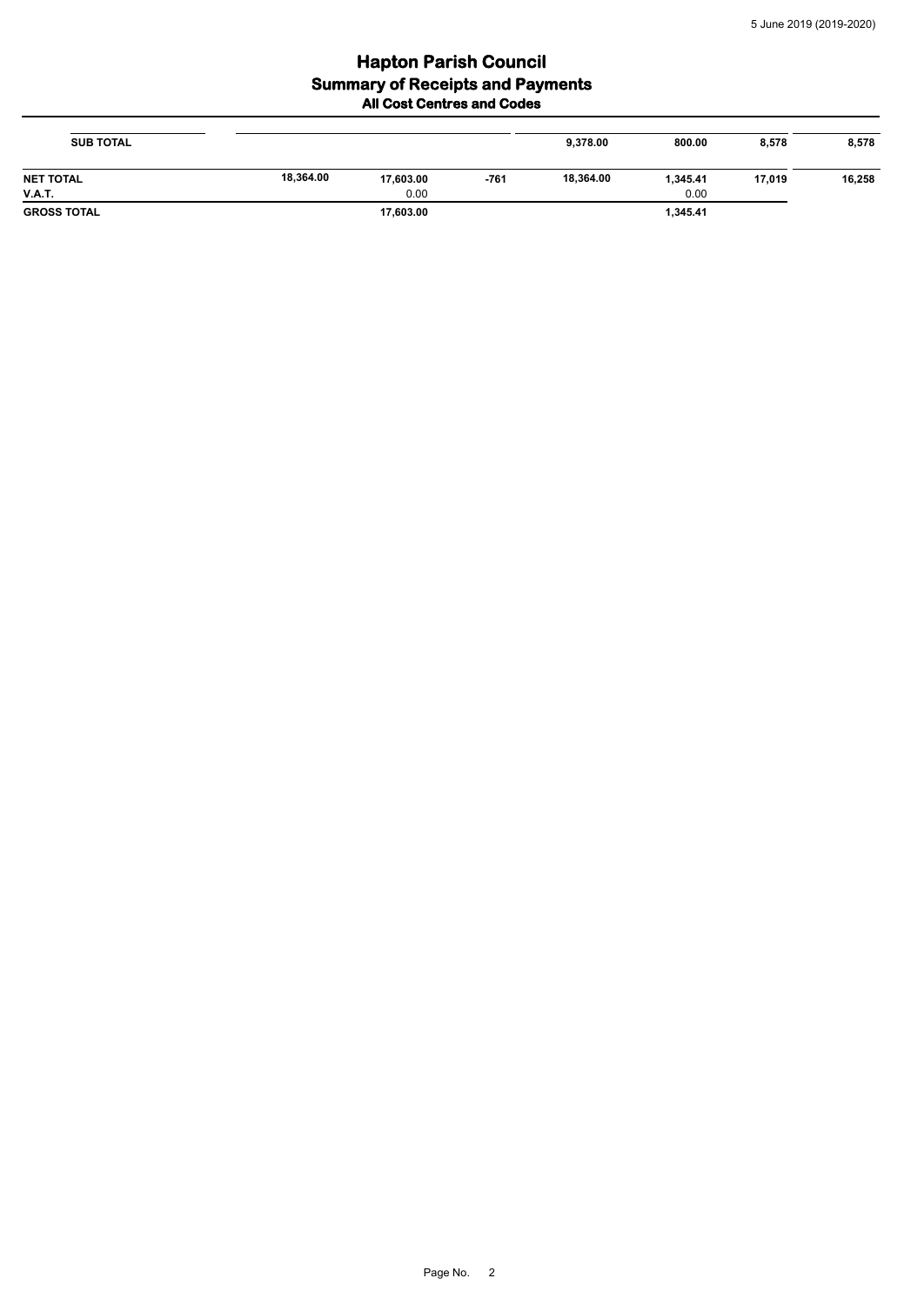| | | | | | | | |
|---|---|---|---|---|---|---|---|
| **SUB TOTAL** | | | | **9,378.00** | **800.00** | **8,578** | **8,578** |
| **NET TOTAL** | **18,364.00** | **17,603.00** | **-761** | **18,364.00** | **1,345.41** | **17,019** | **16,258** |
| **V.A.T.** | | 0.00 | | | 0.00 | | |
| **GROSS TOTAL** | | **17,603.00** | | | **1,345.41** | | |